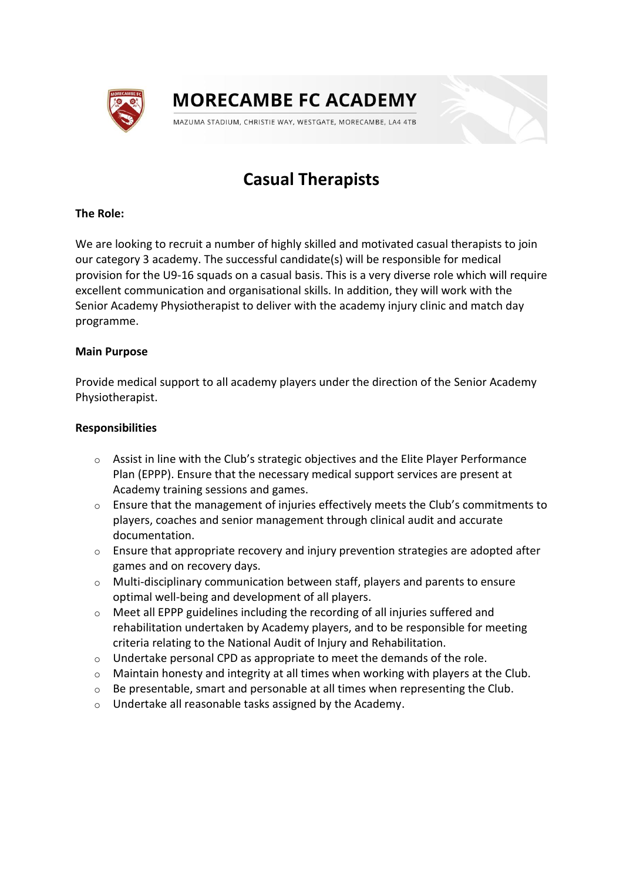# MORECAMBE FC ACADEMY

MAZUMA STADIUM, CHRISTIE WAY, WESTGATE, MORECAMBE, LA4 4TB

## Casual Therapists

**The Role:**

We are looking to recruit a number of highly skilled and motivated casual therapists to join our category 3 academy. The successful candidate(s) will be responsible for medical provision for the U9-16 squads on a casual basis. This is a very diverse role which will require excellent communication and organisational skills. In addition, they will work with the Senior Academy Physiotherapist to deliver with the academy injury clinic and match day programme.

**Main Purpose**

Provide medical support to all academy players under the direction of the Senior Academy Physiotherapist.

**Responsibilities**

- Assist in line with the Club's strategic objectives and the Elite Player Performance Plan (EPPP). Ensure that the necessary medical support services are present at Academy training sessions and games.
- Ensure that the management of injuries effectively meets the Club's commitments to players, coaches and senior management through clinical audit and accurate documentation.
- Ensure that appropriate recovery and injury prevention strategies are adopted after games and on recovery days.
- Multi-disciplinary communication between staff, players and parents to ensure optimal well-being and development of all players.
- Meet all EPPP guidelines including the recording of all injuries suffered and rehabilitation undertaken by Academy players, and to be responsible for meeting criteria relating to the National Audit of Injury and Rehabilitation.
- Undertake personal CPD as appropriate to meet the demands of the role.
- Maintain honesty and integrity at all times when working with players at the Club.
- Be presentable, smart and personable at all times when representing the Club.
- Undertake all reasonable tasks assigned by the Academy.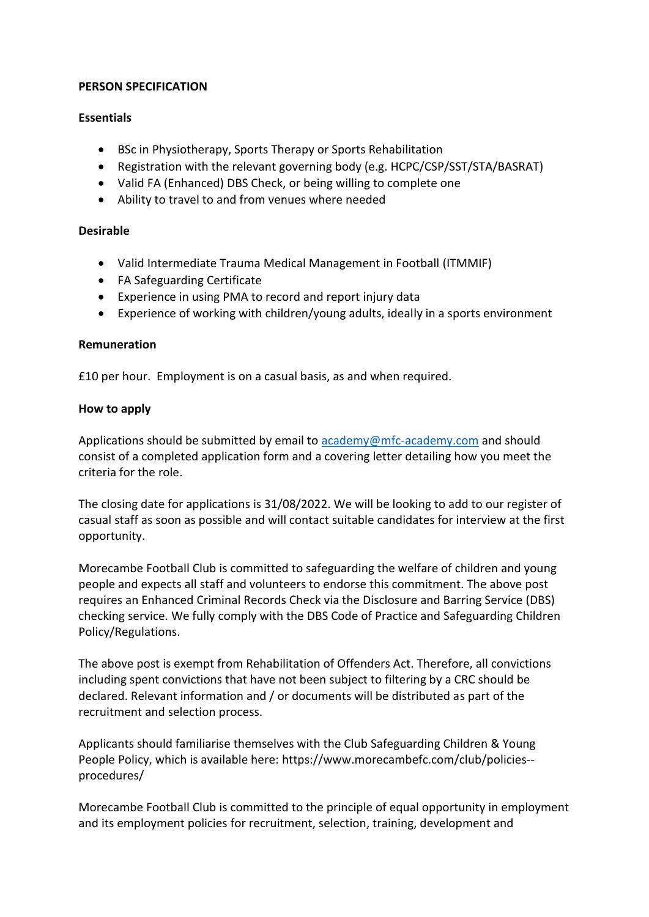**PERSON SPECIFICATION**

**Essentials**

- BSc in Physiotherapy, Sports Therapy or Sports Rehabilitation
- Registration with the relevant governing body (e.g. HCPC/CSP/SST/STA/BASRAT)
- Valid FA (Enhanced) DBS Check, or being willing to complete one
- Ability to travel to and from venues where needed

**Desirable**

- Valid Intermediate Trauma Medical Management in Football (ITMMIF)
- FA Safeguarding Certificate
- Experience in using PMA to record and report injury data
- Experience of working with children/young adults, ideally in a sports environment

**Remuneration**

£10 per hour. Employment is on a casual basis, as and when required.

**How to apply**

Applications should be submitted by email to academy@mfc-academy.com and should consist of a completed application form and a covering letter detailing how you meet the criteria for the role.

The closing date for applications is 31/08/2022. We will be looking to add to our register of casual staff as soon as possible and will contact suitable candidates for interview at the first opportunity.

Morecambe Football Club is committed to safeguarding the welfare of children and young people and expects all staff and volunteers to endorse this commitment. The above post requires an Enhanced Criminal Records Check via the Disclosure and Barring Service (DBS) checking service. We fully comply with the DBS Code of Practice and Safeguarding Children Policy/Regulations.

The above post is exempt from Rehabilitation of Offenders Act. Therefore, all convictions including spent convictions that have not been subject to filtering by a CRC should be declared. Relevant information and / or documents will be distributed as part of the recruitment and selection process.

Applicants should familiarise themselves with the Club Safeguarding Children & Young People Policy, which is available here: https://www.morecambefc.com/club/policies--procedures/

Morecambe Football Club is committed to the principle of equal opportunity in employment and its employment policies for recruitment, selection, training, development and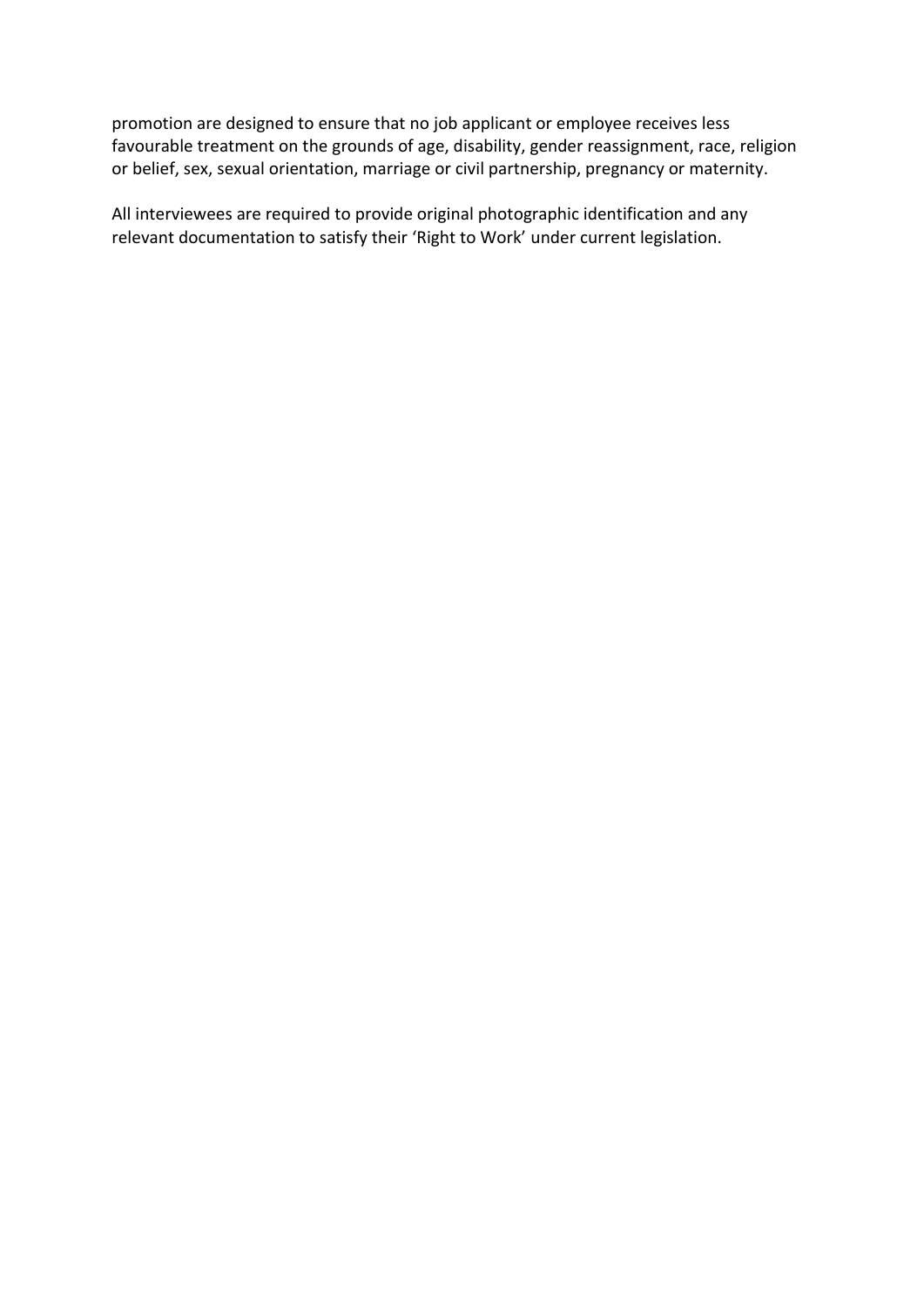promotion are designed to ensure that no job applicant or employee receives less favourable treatment on the grounds of age, disability, gender reassignment, race, religion or belief, sex, sexual orientation, marriage or civil partnership, pregnancy or maternity.

All interviewees are required to provide original photographic identification and any relevant documentation to satisfy their 'Right to Work' under current legislation.